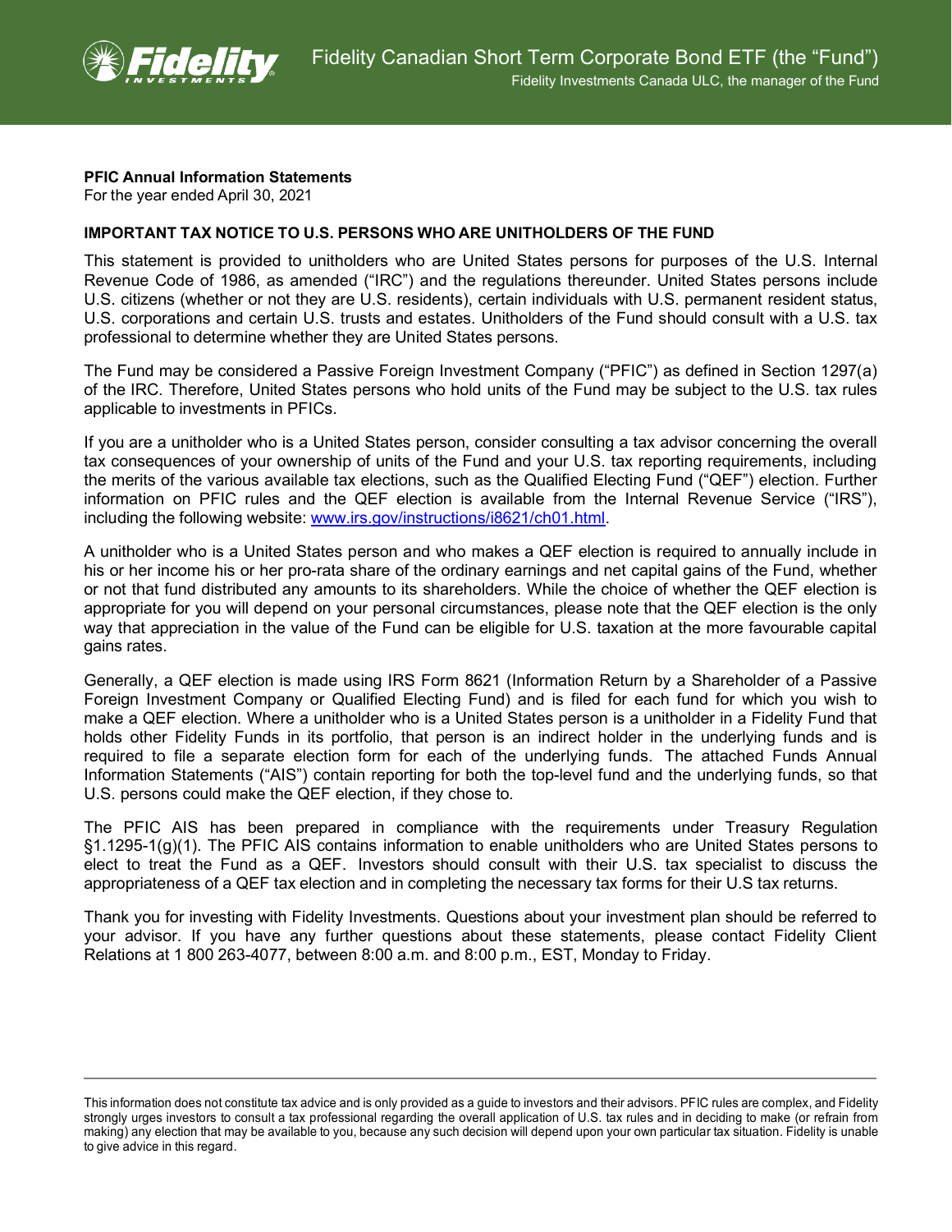Fidelity Canadian Short Term Corporate Bond ETF (the "Fund")

Fidelity Investments Canada ULC, the manager of the Fund

**PFIC Annual Information Statements**
For the year ended April 30, 2021

**IMPORTANT TAX NOTICE TO U.S. PERSONS WHO ARE UNITHOLDERS OF THE FUND**

This statement is provided to unitholders who are United States persons for purposes of the U.S. Internal Revenue Code of 1986, as amended ("IRC") and the regulations thereunder. United States persons include U.S. citizens (whether or not they are U.S. residents), certain individuals with U.S. permanent resident status, U.S. corporations and certain U.S. trusts and estates. Unitholders of the Fund should consult with a U.S. tax professional to determine whether they are United States persons.

The Fund may be considered a Passive Foreign Investment Company ("PFIC") as defined in Section 1297(a) of the IRC. Therefore, United States persons who hold units of the Fund may be subject to the U.S. tax rules applicable to investments in PFICs.

If you are a unitholder who is a United States person, consider consulting a tax advisor concerning the overall tax consequences of your ownership of units of the Fund and your U.S. tax reporting requirements, including the merits of the various available tax elections, such as the Qualified Electing Fund ("QEF") election. Further information on PFIC rules and the QEF election is available from the Internal Revenue Service ("IRS"), including the following website: www.irs.gov/instructions/i8621/ch01.html.

A unitholder who is a United States person and who makes a QEF election is required to annually include in his or her income his or her pro-rata share of the ordinary earnings and net capital gains of the Fund, whether or not that fund distributed any amounts to its shareholders. While the choice of whether the QEF election is appropriate for you will depend on your personal circumstances, please note that the QEF election is the only way that appreciation in the value of the Fund can be eligible for U.S. taxation at the more favourable capital gains rates.

Generally, a QEF election is made using IRS Form 8621 (Information Return by a Shareholder of a Passive Foreign Investment Company or Qualified Electing Fund) and is filed for each fund for which you wish to make a QEF election. Where a unitholder who is a United States person is a unitholder in a Fidelity Fund that holds other Fidelity Funds in its portfolio, that person is an indirect holder in the underlying funds and is required to file a separate election form for each of the underlying funds. The attached Funds Annual Information Statements ("AIS") contain reporting for both the top-level fund and the underlying funds, so that U.S. persons could make the QEF election, if they chose to.

The PFIC AIS has been prepared in compliance with the requirements under Treasury Regulation §1.1295-1(g)(1). The PFIC AIS contains information to enable unitholders who are United States persons to elect to treat the Fund as a QEF. Investors should consult with their U.S. tax specialist to discuss the appropriateness of a QEF tax election and in completing the necessary tax forms for their U.S tax returns.

Thank you for investing with Fidelity Investments. Questions about your investment plan should be referred to your advisor. If you have any further questions about these statements, please contact Fidelity Client Relations at 1 800 263-4077, between 8:00 a.m. and 8:00 p.m., EST, Monday to Friday.

---

This information does not constitute tax advice and is only provided as a guide to investors and their advisors. PFIC rules are complex, and Fidelity strongly urges investors to consult a tax professional regarding the overall application of U.S. tax rules and in deciding to make (or refrain from making) any election that may be available to you, because any such decision will depend upon your own particular tax situation. Fidelity is unable to give advice in this regard.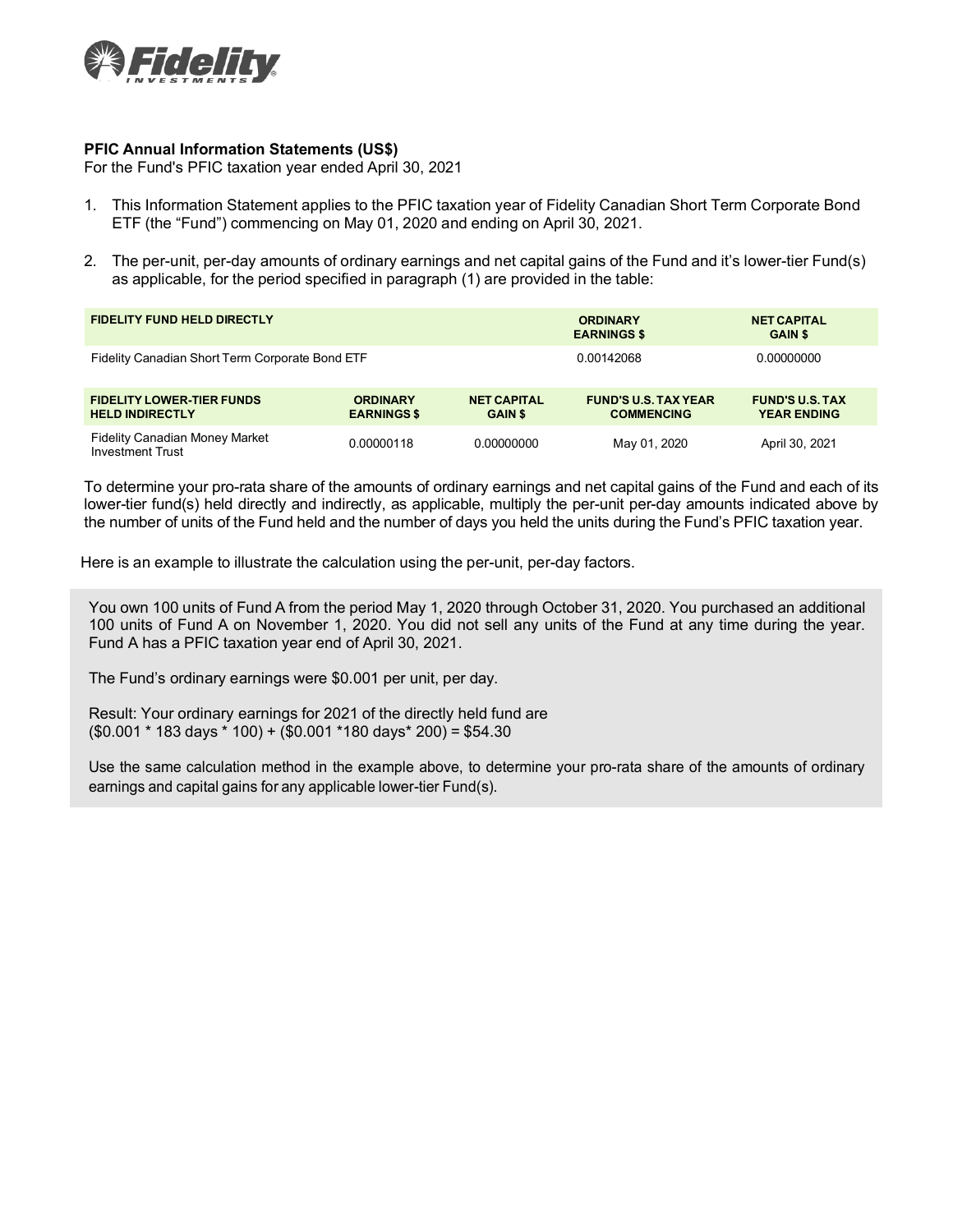**PFIC Annual Information Statements (US$)**
For the Fund's PFIC taxation year ended April 30, 2021

1. This Information Statement applies to the PFIC taxation year of Fidelity Canadian Short Term Corporate Bond ETF (the "Fund") commencing on May 01, 2020 and ending on April 30, 2021.

2. The per-unit, per-day amounts of ordinary earnings and net capital gains of the Fund and it's lower-tier Fund(s) as applicable, for the period specified in paragraph (1) are provided in the table:

| FIDELITY FUND HELD DIRECTLY | ORDINARY EARNINGS $ | NET CAPITAL GAIN $ |
|---|---|---|
| Fidelity Canadian Short Term Corporate Bond ETF | 0.00142068 | 0.00000000 |

| FIDELITY LOWER-TIER FUNDS HELD INDIRECTLY | ORDINARY EARNINGS $ | NET CAPITAL GAIN $ | FUND'S U.S. TAX YEAR COMMENCING | FUND'S U.S. TAX YEAR ENDING |
|---|---|---|---|---|
| Fidelity Canadian Money Market Investment Trust | 0.00000118 | 0.00000000 | May 01, 2020 | April 30, 2021 |

To determine your pro-rata share of the amounts of ordinary earnings and net capital gains of the Fund and each of its lower-tier fund(s) held directly and indirectly, as applicable, multiply the per-unit per-day amounts indicated above by the number of units of the Fund held and the number of days you held the units during the Fund's PFIC taxation year.

Here is an example to illustrate the calculation using the per-unit, per-day factors.

You own 100 units of Fund A from the period May 1, 2020 through October 31, 2020. You purchased an additional 100 units of Fund A on November 1, 2020. You did not sell any units of the Fund at any time during the year. Fund A has a PFIC taxation year end of April 30, 2021.

The Fund's ordinary earnings were $0.001 per unit, per day.

Result: Your ordinary earnings for 2021 of the directly held fund are
($0.001 * 183 days * 100) + ($0.001 *180 days* 200) = $54.30

Use the same calculation method in the example above, to determine your pro-rata share of the amounts of ordinary earnings and capital gains for any applicable lower-tier Fund(s).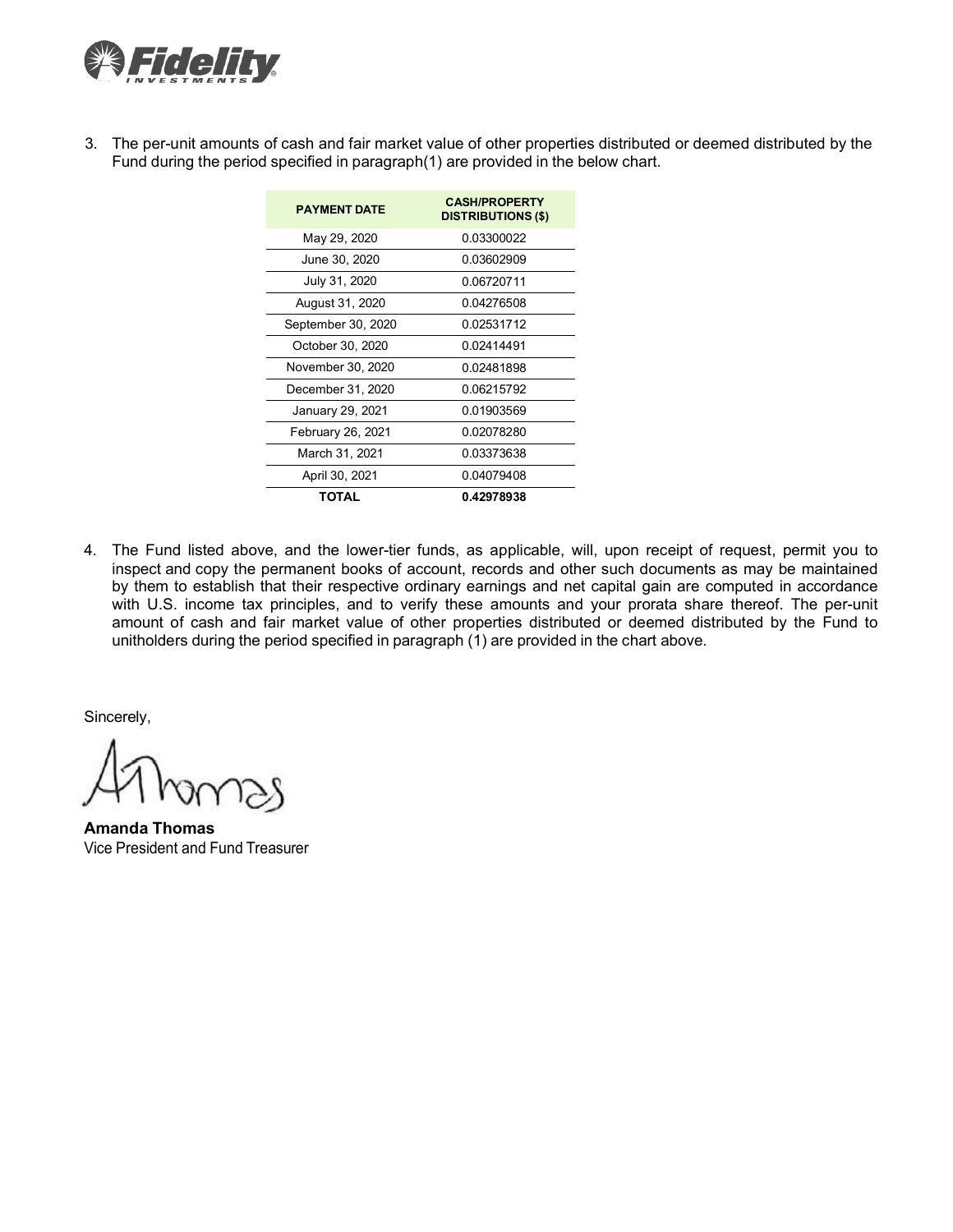3. The per-unit amounts of cash and fair market value of other properties distributed or deemed distributed by the Fund during the period specified in paragraph(1) are provided in the below chart.

| PAYMENT DATE | CASH/PROPERTY DISTRIBUTIONS ($) |
|---|---|
| May 29, 2020 | 0.03300022 |
| June 30, 2020 | 0.03602909 |
| July 31, 2020 | 0.06720711 |
| August 31, 2020 | 0.04276508 |
| September 30, 2020 | 0.02531712 |
| October 30, 2020 | 0.02414491 |
| November 30, 2020 | 0.02481898 |
| December 31, 2020 | 0.06215792 |
| January 29, 2021 | 0.01903569 |
| February 26, 2021 | 0.02078280 |
| March 31, 2021 | 0.03373638 |
| April 30, 2021 | 0.04079408 |
| **TOTAL** | **0.42978938** |

4. The Fund listed above, and the lower-tier funds, as applicable, will, upon receipt of request, permit you to inspect and copy the permanent books of account, records and other such documents as may be maintained by them to establish that their respective ordinary earnings and net capital gain are computed in accordance with U.S. income tax principles, and to verify these amounts and your prorata share thereof. The per-unit amount of cash and fair market value of other properties distributed or deemed distributed by the Fund to unitholders during the period specified in paragraph (1) are provided in the chart above.

Sincerely,

**Amanda Thomas**
Vice President and Fund Treasurer